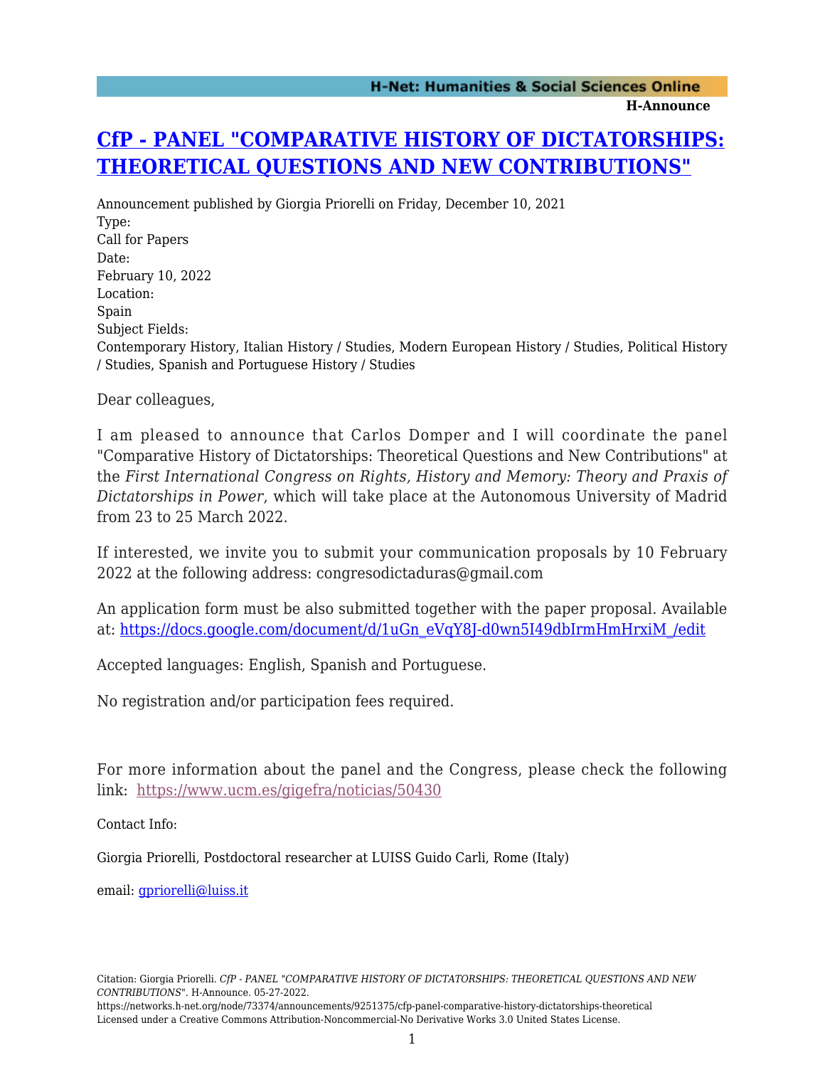# [CfP - PANEL "COMPARATIVE HISTORY OF DICTATORSHIPS: THEORETICAL QUESTIONS AND NEW CONTRIBUTIONS"](https://networks.h-net.org/node/73374/announcements/9251375/cfp-panel-comparative-history-dictatorships-theoretical)

Announcement published by Giorgia Priorelli on Friday, December 10, 2021

Type:
Call for Papers

Date:
February 10, 2022

Location:
Spain

Subject Fields:
Contemporary History, Italian History / Studies, Modern European History / Studies, Political History / Studies, Spanish and Portuguese History / Studies

Dear colleagues,

I am pleased to announce that Carlos Domper and I will coordinate the panel "Comparative History of Dictatorships: Theoretical Questions and New Contributions" at the *First International Congress on Rights, History and Memory: Theory and Praxis of Dictatorships in Power*, which will take place at the Autonomous University of Madrid from 23 to 25 March 2022.

If interested, we invite you to submit your communication proposals by 10 February 2022 at the following address: congresodictaduras@gmail.com

An application form must be also submitted together with the paper proposal. Available at: https://docs.google.com/document/d/1uGn_eVqY8J-d0wn5I49dbIrmHmHrxiM_/edit

Accepted languages: English, Spanish and Portuguese.

No registration and/or participation fees required.

For more information about the panel and the Congress, please check the following link: https://www.ucm.es/gigefra/noticias/50430

Contact Info:

Giorgia Priorelli, Postdoctoral researcher at LUISS Guido Carli, Rome (Italy)

email: gpriorelli@luiss.it

Citation: Giorgia Priorelli. *CfP - PANEL "COMPARATIVE HISTORY OF DICTATORSHIPS: THEORETICAL QUESTIONS AND NEW CONTRIBUTIONS"*. H-Announce. 05-27-2022.
https://networks.h-net.org/node/73374/announcements/9251375/cfp-panel-comparative-history-dictatorships-theoretical
Licensed under a Creative Commons Attribution-Noncommercial-No Derivative Works 3.0 United States License.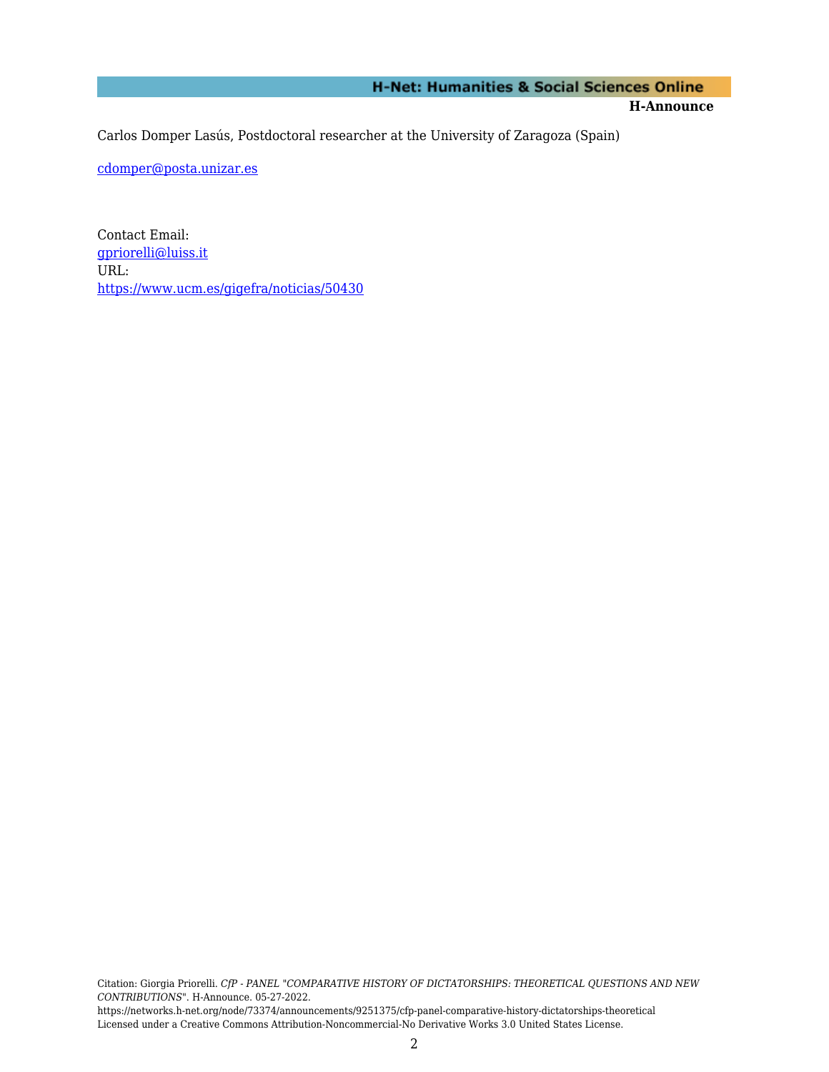Carlos Domper Lasús, Postdoctoral researcher at the University of Zaragoza (Spain)

cdomper@posta.unizar.es

Contact Email:
gpriorelli@luiss.it
URL:
https://www.ucm.es/gigefra/noticias/50430